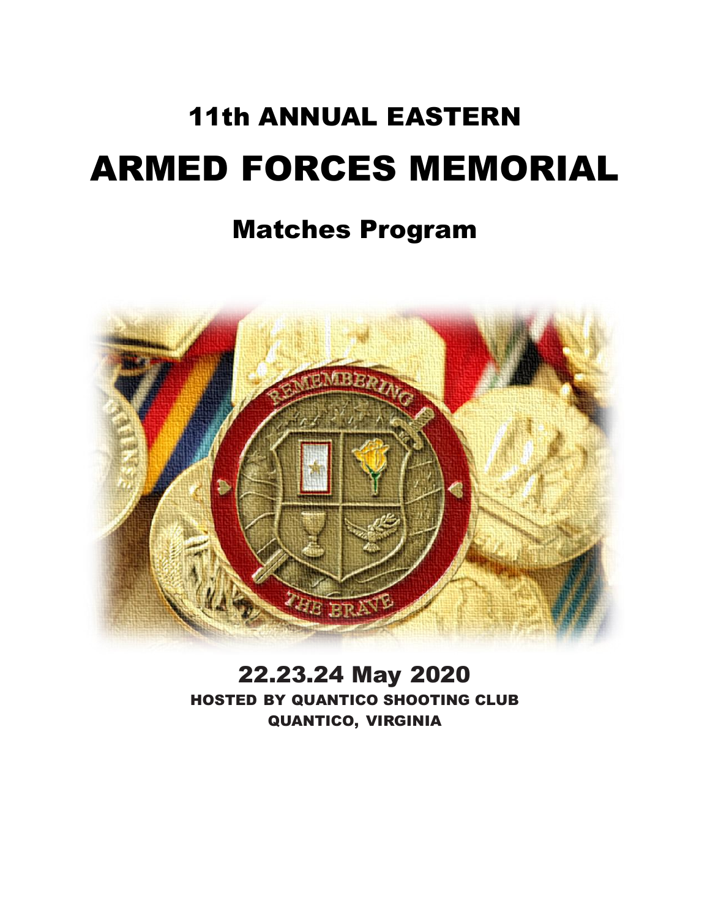# 11th ANNUAL EASTERN

# ARMED FORCES MEMORIAL

## Matches Program

## 22.23.24 May 2020

**HOSTED BY QUANTICO SHOOTING CLUB**
**QUANTICO, VIRGINIA**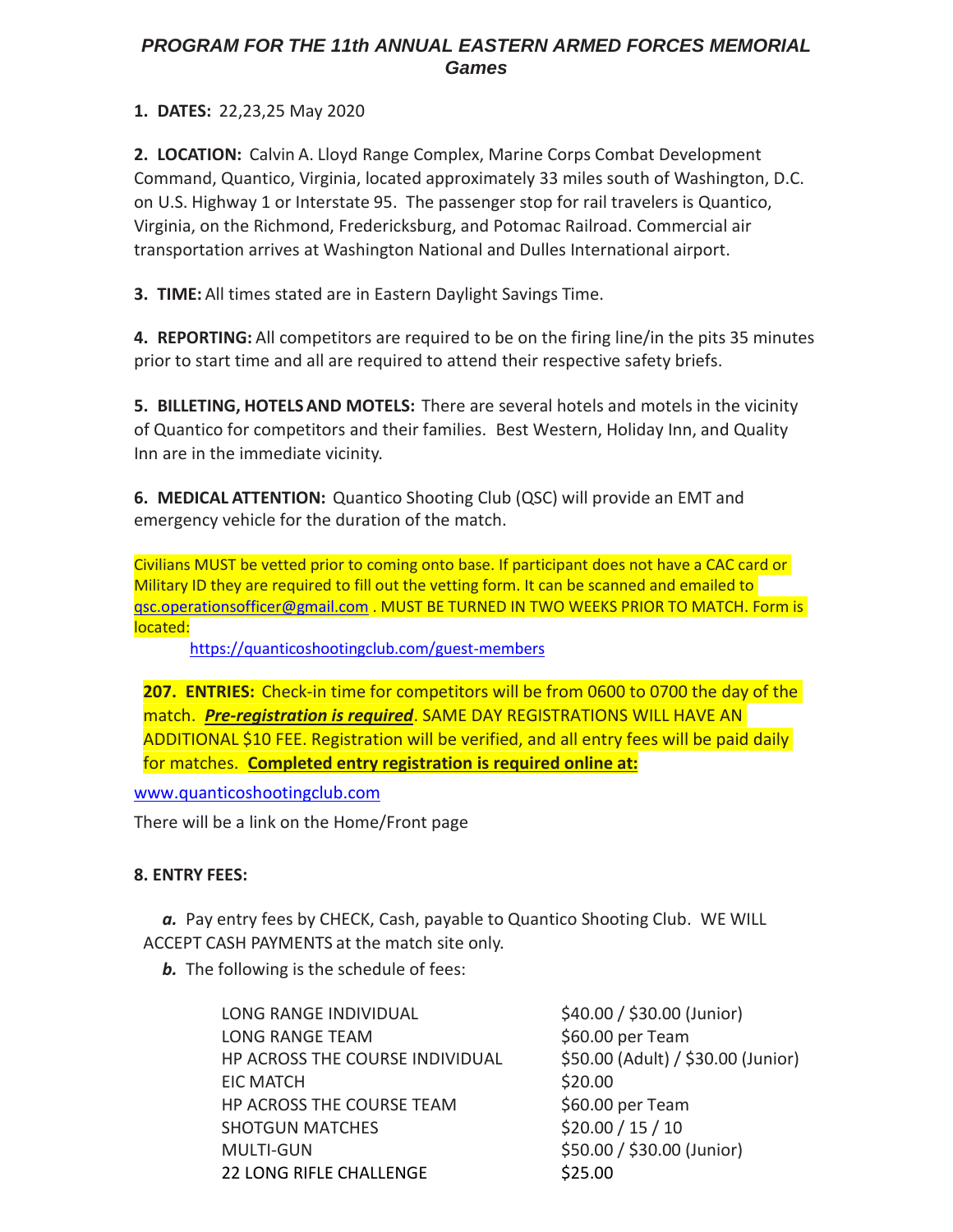# *PROGRAM FOR THE 11th ANNUAL EASTERN ARMED FORCES MEMORIAL Games*

**1. DATES:** 22,23,25 May 2020

**2. LOCATION:** Calvin A. Lloyd Range Complex, Marine Corps Combat Development Command, Quantico, Virginia, located approximately 33 miles south of Washington, D.C. on U.S. Highway 1 or Interstate 95. The passenger stop for rail travelers is Quantico, Virginia, on the Richmond, Fredericksburg, and Potomac Railroad. Commercial air transportation arrives at Washington National and Dulles International airport.

**3. TIME:** All times stated are in Eastern Daylight Savings Time.

**4. REPORTING:** All competitors are required to be on the firing line/in the pits 35 minutes prior to start time and all are required to attend their respective safety briefs.

**5. BILLETING, HOTELS AND MOTELS:** There are several hotels and motels in the vicinity of Quantico for competitors and their families. Best Western, Holiday Inn, and Quality Inn are in the immediate vicinity.

**6. MEDICAL ATTENTION:** Quantico Shooting Club (QSC) will provide an EMT and emergency vehicle for the duration of the match.

Civilians MUST be vetted prior to coming onto base. If participant does not have a CAC card or Military ID they are required to fill out the vetting form. It can be scanned and emailed to qsc.operationsofficer@gmail.com . MUST BE TURNED IN TWO WEEKS PRIOR TO MATCH. Form is located:

https://quanticoshootingclub.com/guest-members

**207. ENTRIES:** Check-in time for competitors will be from 0600 to 0700 the day of the match. ***Pre-registration is required***. SAME DAY REGISTRATIONS WILL HAVE AN ADDITIONAL $10 FEE. Registration will be verified, and all entry fees will be paid daily for matches. **Completed entry registration is required online at:**

www.quanticoshootingclub.com

There will be a link on the Home/Front page

**8. ENTRY FEES:**

***a.*** Pay entry fees by CHECK, Cash, payable to Quantico Shooting Club. WE WILL ACCEPT CASH PAYMENTS at the match site only.

***b.*** The following is the schedule of fees:

| | |
|---|---|
| LONG RANGE INDIVIDUAL | $40.00 / $30.00 (Junior) |
| LONG RANGE TEAM | $60.00 per Team |
| HP ACROSS THE COURSE INDIVIDUAL | $50.00 (Adult) / $30.00 (Junior) |
| EIC MATCH | $20.00 |
| HP ACROSS THE COURSE TEAM | $60.00 per Team |
| SHOTGUN MATCHES | $20.00 / 15 / 10 |
| MULTI-GUN | $50.00 / $30.00 (Junior) |
| 22 LONG RIFLE CHALLENGE | $25.00 |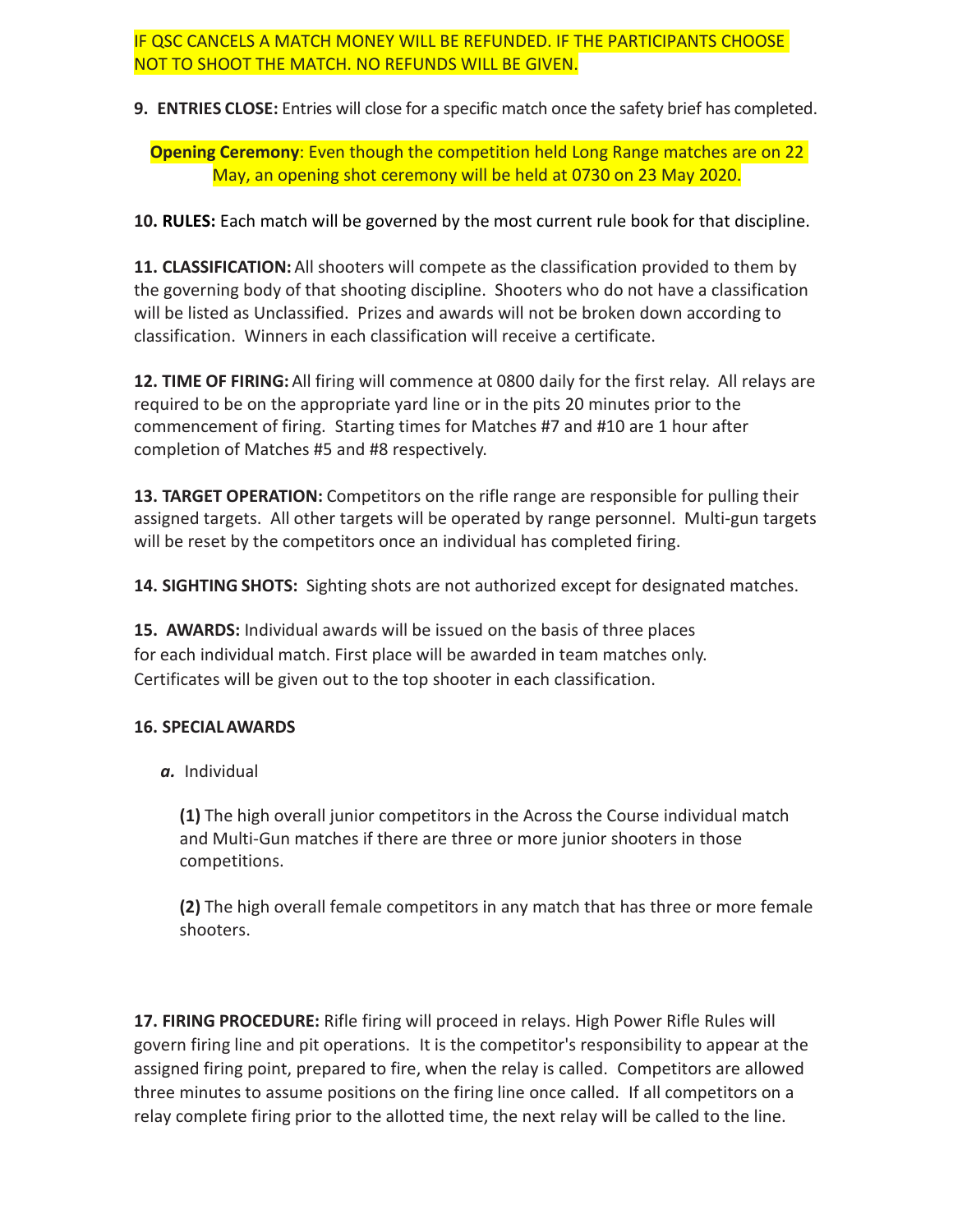IF QSC CANCELS A MATCH MONEY WILL BE REFUNDED. IF THE PARTICIPANTS CHOOSE NOT TO SHOOT THE MATCH. NO REFUNDS WILL BE GIVEN.

**9. ENTRIES CLOSE:** Entries will close for a specific match once the safety brief has completed.

**Opening Ceremony**: Even though the competition held Long Range matches are on 22 May, an opening shot ceremony will be held at 0730 on 23 May 2020.

**10. RULES:** Each match will be governed by the most current rule book for that discipline.

**11. CLASSIFICATION:** All shooters will compete as the classification provided to them by the governing body of that shooting discipline. Shooters who do not have a classification will be listed as Unclassified. Prizes and awards will not be broken down according to classification. Winners in each classification will receive a certificate.

**12. TIME OF FIRING:** All firing will commence at 0800 daily for the first relay. All relays are required to be on the appropriate yard line or in the pits 20 minutes prior to the commencement of firing. Starting times for Matches #7 and #10 are 1 hour after completion of Matches #5 and #8 respectively.

**13. TARGET OPERATION:** Competitors on the rifle range are responsible for pulling their assigned targets. All other targets will be operated by range personnel. Multi-gun targets will be reset by the competitors once an individual has completed firing.

**14. SIGHTING SHOTS:** Sighting shots are not authorized except for designated matches.

**15. AWARDS:** Individual awards will be issued on the basis of three places for each individual match. First place will be awarded in team matches only. Certificates will be given out to the top shooter in each classification.

**16. SPECIAL AWARDS**

***a.*** Individual

**(1)** The high overall junior competitors in the Across the Course individual match and Multi-Gun matches if there are three or more junior shooters in those competitions.

**(2)** The high overall female competitors in any match that has three or more female shooters.

**17. FIRING PROCEDURE:** Rifle firing will proceed in relays. High Power Rifle Rules will govern firing line and pit operations. It is the competitor's responsibility to appear at the assigned firing point, prepared to fire, when the relay is called. Competitors are allowed three minutes to assume positions on the firing line once called. If all competitors on a relay complete firing prior to the allotted time, the next relay will be called to the line.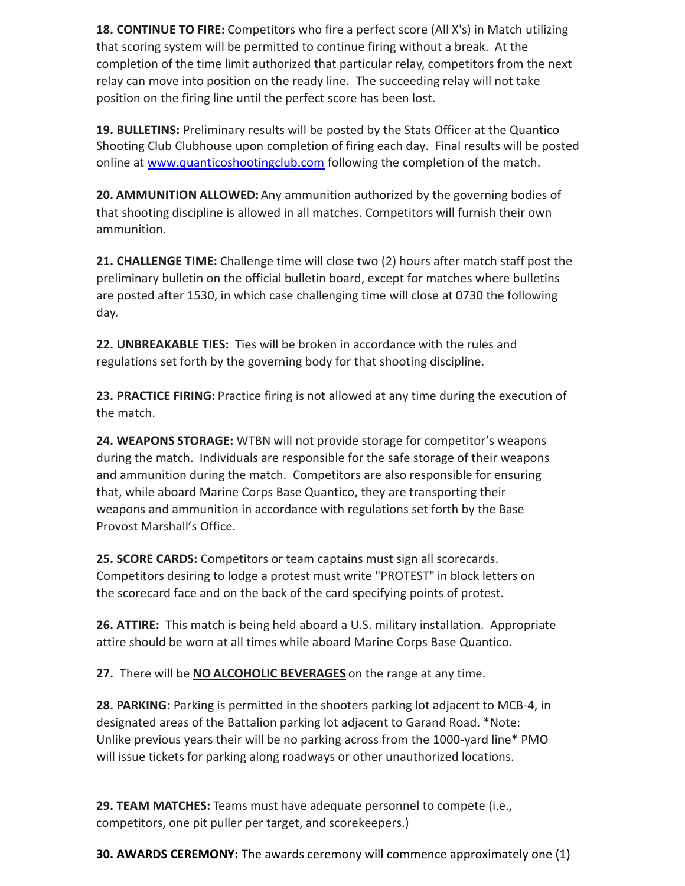**18. CONTINUE TO FIRE:** Competitors who fire a perfect score (All X's) in Match utilizing that scoring system will be permitted to continue firing without a break. At the completion of the time limit authorized that particular relay, competitors from the next relay can move into position on the ready line. The succeeding relay will not take position on the firing line until the perfect score has been lost.

**19. BULLETINS:** Preliminary results will be posted by the Stats Officer at the Quantico Shooting Club Clubhouse upon completion of firing each day. Final results will be posted online at [www.quanticoshootingclub.com](http://www.quanticoshootingclub.com) following the completion of the match.

**20. AMMUNITION ALLOWED:** Any ammunition authorized by the governing bodies of that shooting discipline is allowed in all matches. Competitors will furnish their own ammunition.

**21. CHALLENGE TIME:** Challenge time will close two (2) hours after match staff post the preliminary bulletin on the official bulletin board, except for matches where bulletins are posted after 1530, in which case challenging time will close at 0730 the following day.

**22. UNBREAKABLE TIES:** Ties will be broken in accordance with the rules and regulations set forth by the governing body for that shooting discipline.

**23. PRACTICE FIRING:** Practice firing is not allowed at any time during the execution of the match.

**24. WEAPONS STORAGE:** WTBN will not provide storage for competitor's weapons during the match. Individuals are responsible for the safe storage of their weapons and ammunition during the match. Competitors are also responsible for ensuring that, while aboard Marine Corps Base Quantico, they are transporting their weapons and ammunition in accordance with regulations set forth by the Base Provost Marshall's Office.

**25. SCORE CARDS:** Competitors or team captains must sign all scorecards. Competitors desiring to lodge a protest must write "PROTEST" in block letters on the scorecard face and on the back of the card specifying points of protest.

**26. ATTIRE:** This match is being held aboard a U.S. military installation. Appropriate attire should be worn at all times while aboard Marine Corps Base Quantico.

**27.** There will be **NO ALCOHOLIC BEVERAGES** on the range at any time.

**28. PARKING:** Parking is permitted in the shooters parking lot adjacent to MCB-4, in designated areas of the Battalion parking lot adjacent to Garand Road. *Note: Unlike previous years their will be no parking across from the 1000-yard line* PMO will issue tickets for parking along roadways or other unauthorized locations.

**29. TEAM MATCHES:** Teams must have adequate personnel to compete (i.e., competitors, one pit puller per target, and scorekeepers.)

**30. AWARDS CEREMONY:** The awards ceremony will commence approximately one (1)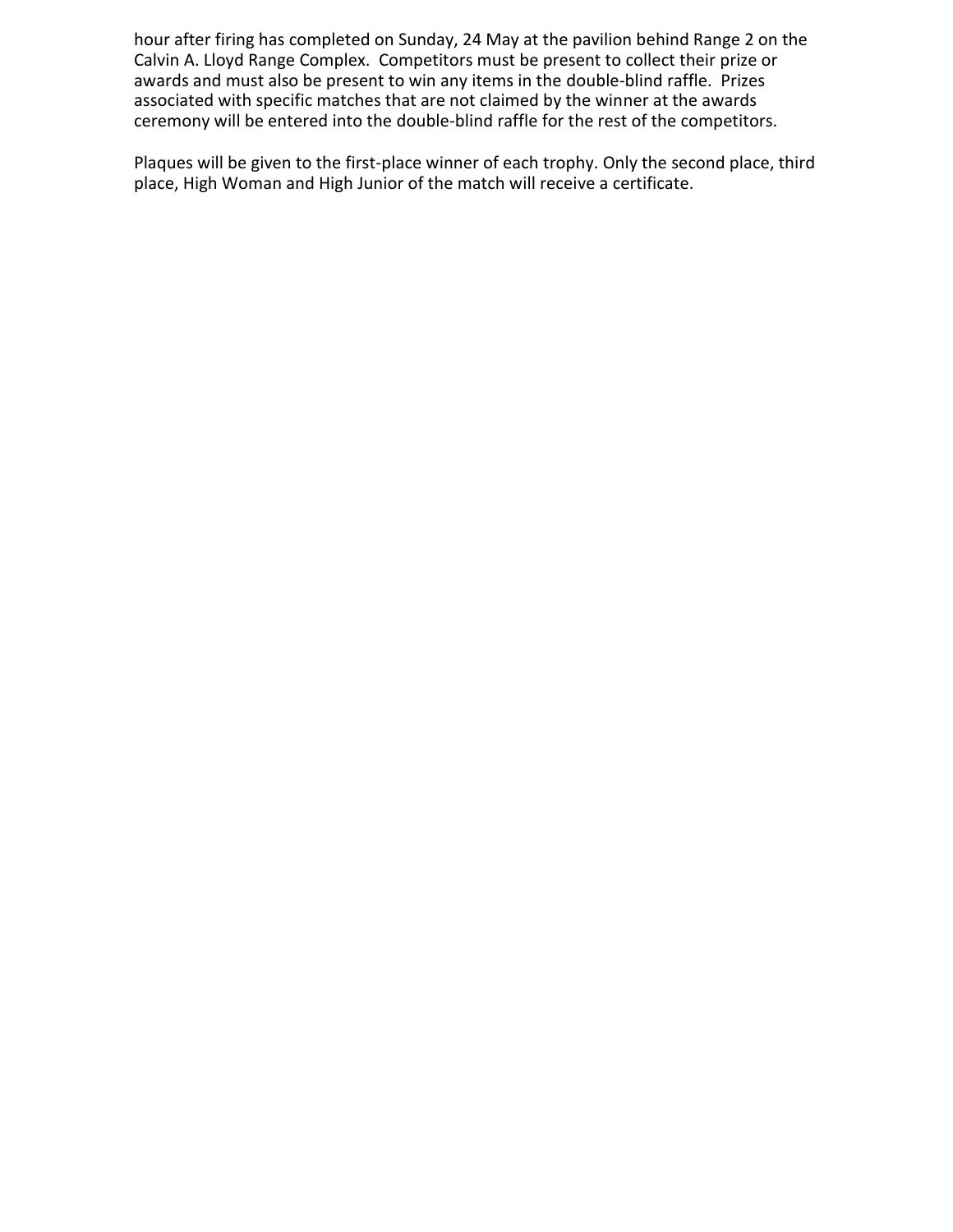hour after firing has completed on Sunday, 24 May at the pavilion behind Range 2 on the Calvin A. Lloyd Range Complex. Competitors must be present to collect their prize or awards and must also be present to win any items in the double-blind raffle. Prizes associated with specific matches that are not claimed by the winner at the awards ceremony will be entered into the double-blind raffle for the rest of the competitors.

Plaques will be given to the first-place winner of each trophy. Only the second place, third place, High Woman and High Junior of the match will receive a certificate.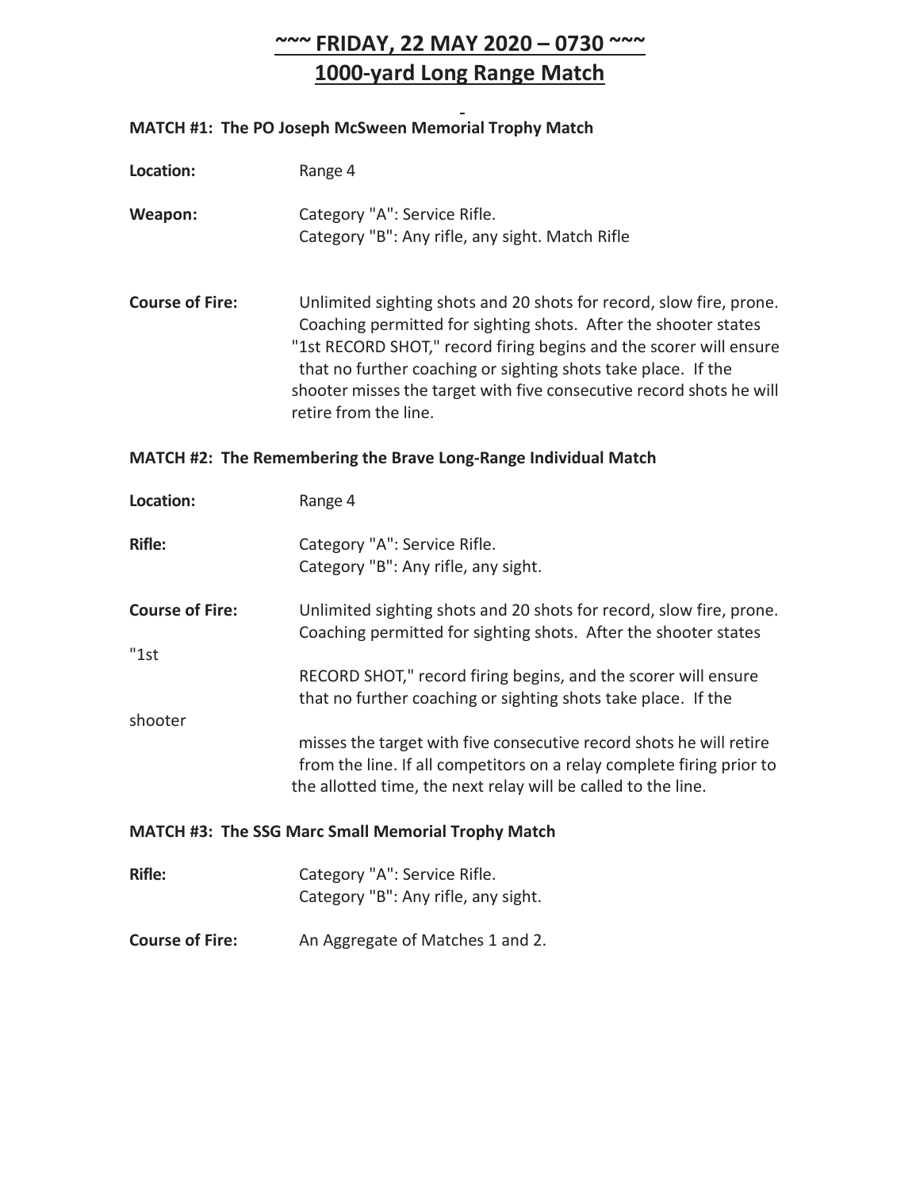# ~~~ FRIDAY, 22 MAY 2020 – 0730 ~~~
# 1000-yard Long Range Match

**MATCH #1: The PO Joseph McSween Memorial Trophy Match**

**Location:** Range 4

**Weapon:** Category "A": Service Rifle.
Category "B": Any rifle, any sight. Match Rifle

**Course of Fire:** Unlimited sighting shots and 20 shots for record, slow fire, prone. Coaching permitted for sighting shots. After the shooter states "1st RECORD SHOT," record firing begins and the scorer will ensure that no further coaching or sighting shots take place. If the shooter misses the target with five consecutive record shots he will retire from the line.

**MATCH #2: The Remembering the Brave Long-Range Individual Match**

**Location:** Range 4

**Rifle:** Category "A": Service Rifle.
Category "B": Any rifle, any sight.

**Course of Fire:** Unlimited sighting shots and 20 shots for record, slow fire, prone. Coaching permitted for sighting shots. After the shooter states "1st RECORD SHOT," record firing begins, and the scorer will ensure that no further coaching or sighting shots take place. If the shooter misses the target with five consecutive record shots he will retire from the line. If all competitors on a relay complete firing prior to the allotted time, the next relay will be called to the line.

**MATCH #3: The SSG Marc Small Memorial Trophy Match**

**Rifle:** Category "A": Service Rifle.
Category "B": Any rifle, any sight.

**Course of Fire:** An Aggregate of Matches 1 and 2.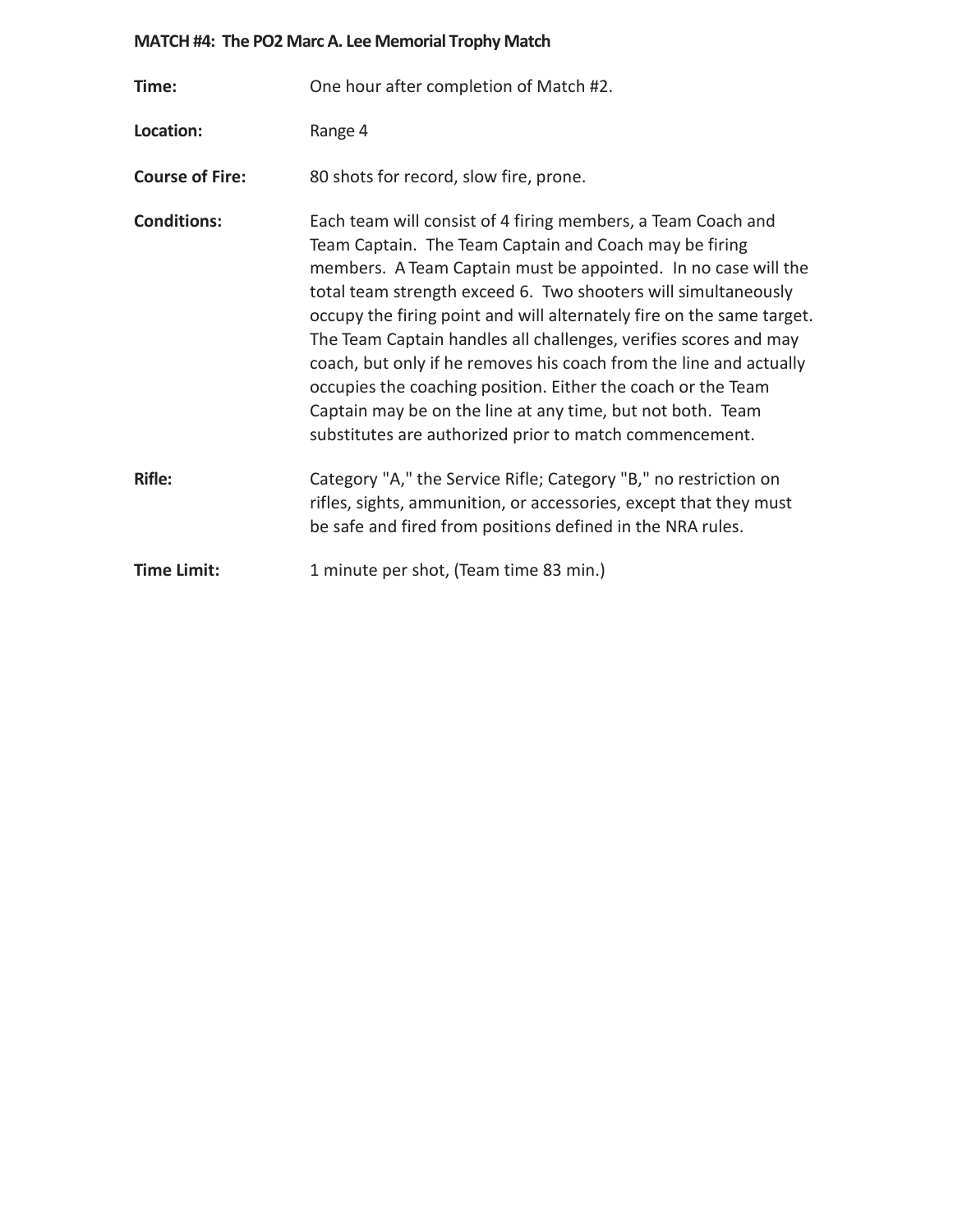**MATCH #4: The PO2 Marc A. Lee Memorial Trophy Match**

**Time:** One hour after completion of Match #2.

**Location:** Range 4

**Course of Fire:** 80 shots for record, slow fire, prone.

**Conditions:** Each team will consist of 4 firing members, a Team Coach and Team Captain. The Team Captain and Coach may be firing members. A Team Captain must be appointed. In no case will the total team strength exceed 6. Two shooters will simultaneously occupy the firing point and will alternately fire on the same target. The Team Captain handles all challenges, verifies scores and may coach, but only if he removes his coach from the line and actually occupies the coaching position. Either the coach or the Team Captain may be on the line at any time, but not both. Team substitutes are authorized prior to match commencement.

**Rifle:** Category "A," the Service Rifle; Category "B," no restriction on rifles, sights, ammunition, or accessories, except that they must be safe and fired from positions defined in the NRA rules.

**Time Limit:** 1 minute per shot, (Team time 83 min.)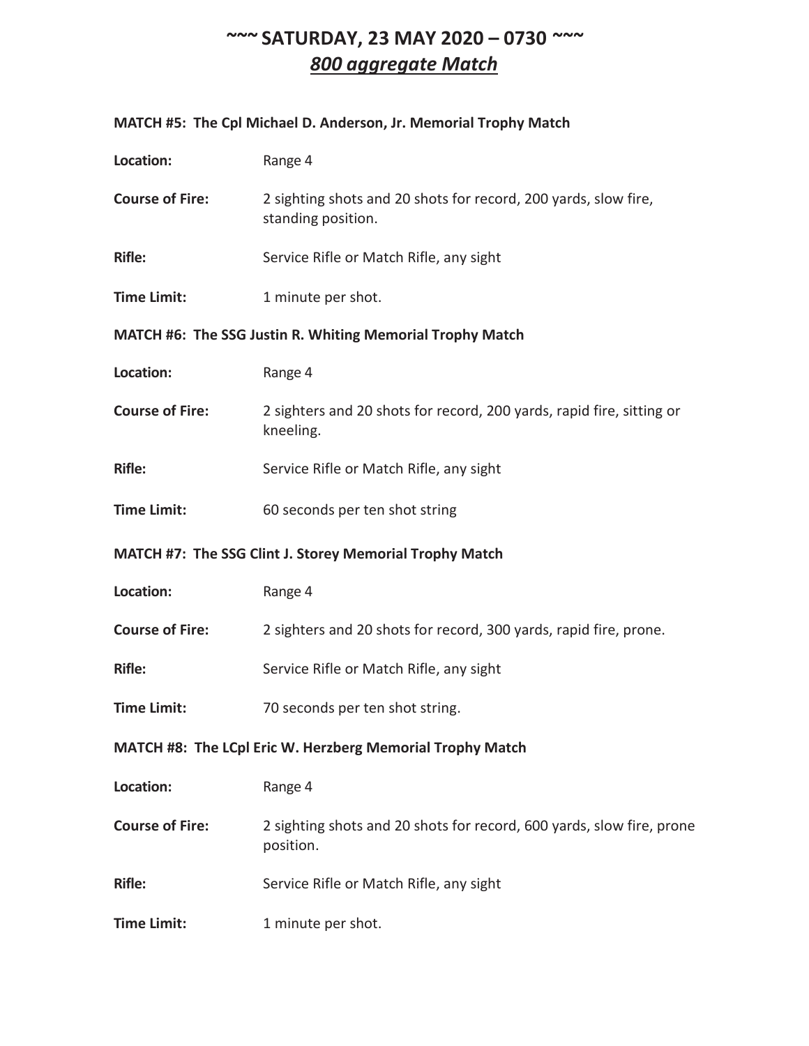# ~~~ SATURDAY, 23 MAY 2020 – 0730 ~~~

## *800 aggregate Match*

**MATCH #5: The Cpl Michael D. Anderson, Jr. Memorial Trophy Match**

**Location:** Range 4

**Course of Fire:** 2 sighting shots and 20 shots for record, 200 yards, slow fire, standing position.

**Rifle:** Service Rifle or Match Rifle, any sight

**Time Limit:** 1 minute per shot.

**MATCH #6: The SSG Justin R. Whiting Memorial Trophy Match**

**Location:** Range 4

**Course of Fire:** 2 sighters and 20 shots for record, 200 yards, rapid fire, sitting or kneeling.

**Rifle:** Service Rifle or Match Rifle, any sight

**Time Limit:** 60 seconds per ten shot string

**MATCH #7: The SSG Clint J. Storey Memorial Trophy Match**

**Location:** Range 4

**Course of Fire:** 2 sighters and 20 shots for record, 300 yards, rapid fire, prone.

**Rifle:** Service Rifle or Match Rifle, any sight

**Time Limit:** 70 seconds per ten shot string.

**MATCH #8: The LCpl Eric W. Herzberg Memorial Trophy Match**

**Location:** Range 4

**Course of Fire:** 2 sighting shots and 20 shots for record, 600 yards, slow fire, prone position.

**Rifle:** Service Rifle or Match Rifle, any sight

**Time Limit:** 1 minute per shot.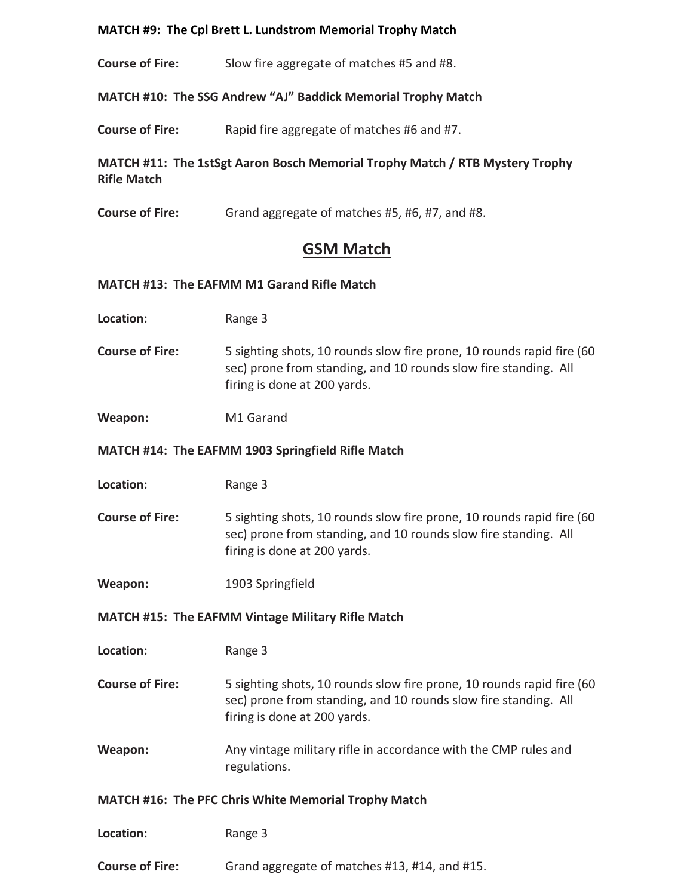**MATCH #9: The Cpl Brett L. Lundstrom Memorial Trophy Match**

**Course of Fire:** Slow fire aggregate of matches #5 and #8.

**MATCH #10: The SSG Andrew "AJ" Baddick Memorial Trophy Match**

**Course of Fire:** Rapid fire aggregate of matches #6 and #7.

**MATCH #11: The 1stSgt Aaron Bosch Memorial Trophy Match / RTB Mystery Trophy Rifle Match**

**Course of Fire:** Grand aggregate of matches #5, #6, #7, and #8.

## GSM Match

**MATCH #13: The EAFMM M1 Garand Rifle Match**

**Location:** Range 3

**Course of Fire:** 5 sighting shots, 10 rounds slow fire prone, 10 rounds rapid fire (60 sec) prone from standing, and 10 rounds slow fire standing. All firing is done at 200 yards.

**Weapon:** M1 Garand

**MATCH #14: The EAFMM 1903 Springfield Rifle Match**

**Location:** Range 3

**Course of Fire:** 5 sighting shots, 10 rounds slow fire prone, 10 rounds rapid fire (60 sec) prone from standing, and 10 rounds slow fire standing. All firing is done at 200 yards.

**Weapon:** 1903 Springfield

**MATCH #15: The EAFMM Vintage Military Rifle Match**

**Location:** Range 3

**Course of Fire:** 5 sighting shots, 10 rounds slow fire prone, 10 rounds rapid fire (60 sec) prone from standing, and 10 rounds slow fire standing. All firing is done at 200 yards.

**Weapon:** Any vintage military rifle in accordance with the CMP rules and regulations.

**MATCH #16: The PFC Chris White Memorial Trophy Match**

**Location:** Range 3

**Course of Fire:** Grand aggregate of matches #13, #14, and #15.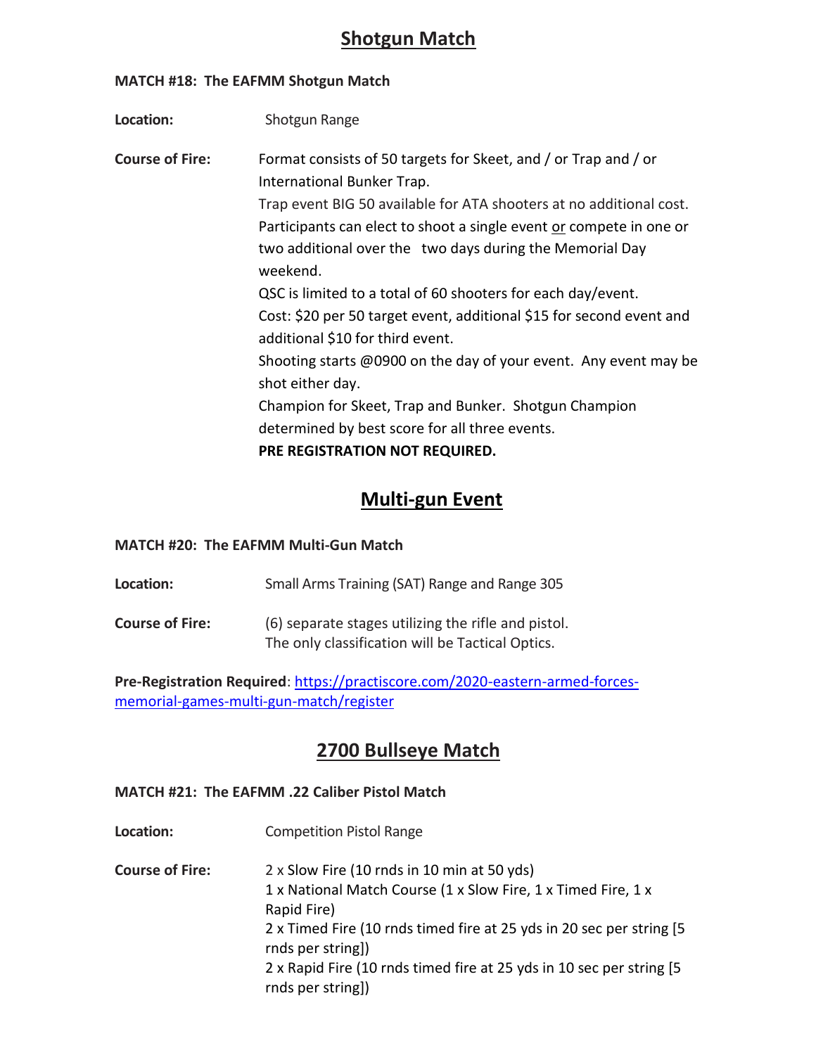# Shotgun Match

**MATCH #18: The EAFMM Shotgun Match**

**Location:** Shotgun Range

**Course of Fire:** Format consists of 50 targets for Skeet, and / or Trap and / or International Bunker Trap.

Trap event BIG 50 available for ATA shooters at no additional cost.

Participants can elect to shoot a single event or compete in one or two additional over the two days during the Memorial Day weekend.

QSC is limited to a total of 60 shooters for each day/event.

Cost: $20 per 50 target event, additional $15 for second event and additional $10 for third event.

Shooting starts @0900 on the day of your event. Any event may be shot either day.

Champion for Skeet, Trap and Bunker. Shotgun Champion determined by best score for all three events.

**PRE REGISTRATION NOT REQUIRED.**

# Multi-gun Event

**MATCH #20: The EAFMM Multi-Gun Match**

**Location:** Small Arms Training (SAT) Range and Range 305

**Course of Fire:** (6) separate stages utilizing the rifle and pistol. The only classification will be Tactical Optics.

**Pre-Registration Required**: [https://practiscore.com/2020-eastern-armed-forces-memorial-games-multi-gun-match/register](https://practiscore.com/2020-eastern-armed-forces-memorial-games-multi-gun-match/register)

# 2700 Bullseye Match

**MATCH #21: The EAFMM .22 Caliber Pistol Match**

**Location:** Competition Pistol Range

**Course of Fire:**

2 x Slow Fire (10 rnds in 10 min at 50 yds)

1 x National Match Course (1 x Slow Fire, 1 x Timed Fire, 1 x Rapid Fire)

2 x Timed Fire (10 rnds timed fire at 25 yds in 20 sec per string [5 rnds per string])

2 x Rapid Fire (10 rnds timed fire at 25 yds in 10 sec per string [5 rnds per string])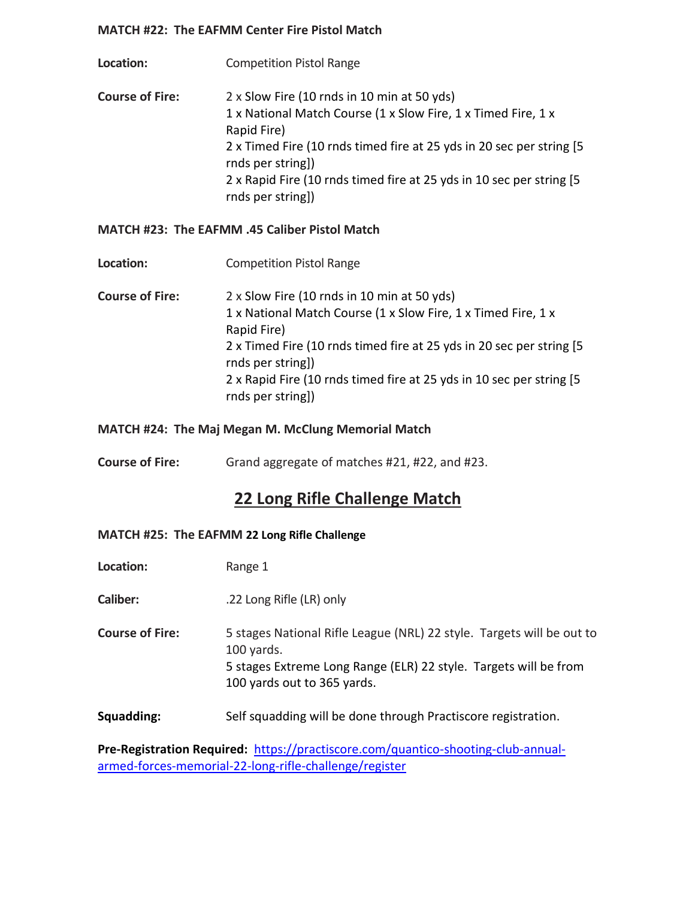**MATCH #22: The EAFMM Center Fire Pistol Match**

**Location:** Competition Pistol Range

**Course of Fire:**
2 x Slow Fire (10 rnds in 10 min at 50 yds)
1 x National Match Course (1 x Slow Fire, 1 x Timed Fire, 1 x Rapid Fire)
2 x Timed Fire (10 rnds timed fire at 25 yds in 20 sec per string [5 rnds per string])
2 x Rapid Fire (10 rnds timed fire at 25 yds in 10 sec per string [5 rnds per string])

**MATCH #23: The EAFMM .45 Caliber Pistol Match**

**Location:** Competition Pistol Range

**Course of Fire:**
2 x Slow Fire (10 rnds in 10 min at 50 yds)
1 x National Match Course (1 x Slow Fire, 1 x Timed Fire, 1 x Rapid Fire)
2 x Timed Fire (10 rnds timed fire at 25 yds in 20 sec per string [5 rnds per string])
2 x Rapid Fire (10 rnds timed fire at 25 yds in 10 sec per string [5 rnds per string])

**MATCH #24: The Maj Megan M. McClung Memorial Match**

**Course of Fire:** Grand aggregate of matches #21, #22, and #23.

## 22 Long Rifle Challenge Match

**MATCH #25: The EAFMM 22 Long Rifle Challenge**

**Location:** Range 1

**Caliber:** .22 Long Rifle (LR) only

**Course of Fire:**
5 stages National Rifle League (NRL) 22 style. Targets will be out to 100 yards.
5 stages Extreme Long Range (ELR) 22 style. Targets will be from 100 yards out to 365 yards.

**Squadding:** Self squadding will be done through Practiscore registration.

**Pre-Registration Required:** https://practiscore.com/quantico-shooting-club-annual-armed-forces-memorial-22-long-rifle-challenge/register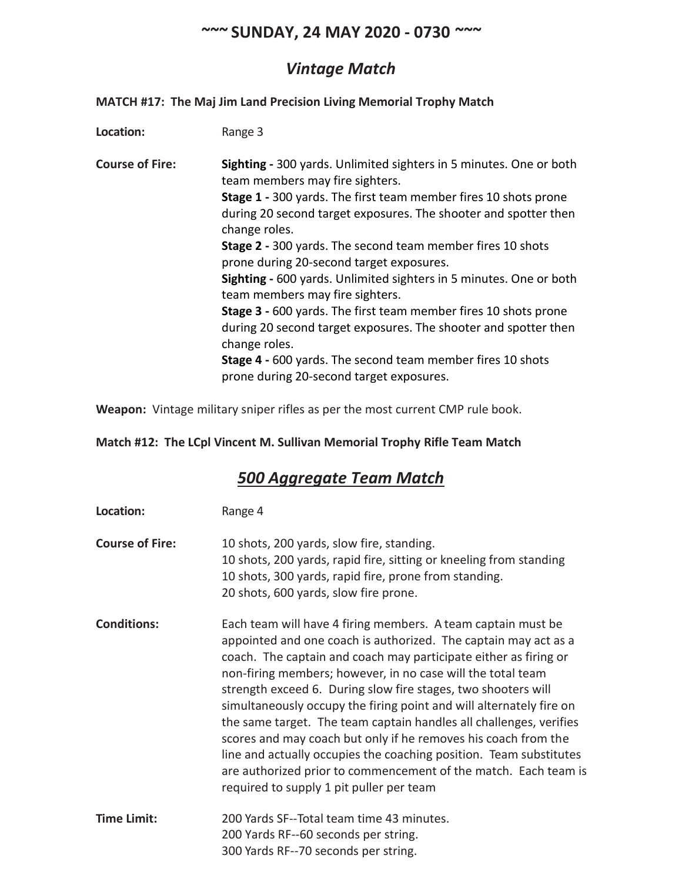## ~~~ SUNDAY, 24 MAY 2020 - 0730 ~~~

## *Vintage Match*

**MATCH #17: The Maj Jim Land Precision Living Memorial Trophy Match**

**Location:** Range 3

**Course of Fire:**
**Sighting -** 300 yards. Unlimited sighters in 5 minutes. One or both team members may fire sighters.
**Stage 1 -** 300 yards. The first team member fires 10 shots prone during 20 second target exposures. The shooter and spotter then change roles.
**Stage 2 -** 300 yards. The second team member fires 10 shots prone during 20-second target exposures.
**Sighting -** 600 yards. Unlimited sighters in 5 minutes. One or both team members may fire sighters.
**Stage 3 -** 600 yards. The first team member fires 10 shots prone during 20 second target exposures. The shooter and spotter then change roles.
**Stage 4 -** 600 yards. The second team member fires 10 shots prone during 20-second target exposures.

**Weapon:** Vintage military sniper rifles as per the most current CMP rule book.

**Match #12: The LCpl Vincent M. Sullivan Memorial Trophy Rifle Team Match**

## ***500 Aggregate Team Match***

**Location:** Range 4

**Course of Fire:**
10 shots, 200 yards, slow fire, standing.
10 shots, 200 yards, rapid fire, sitting or kneeling from standing
10 shots, 300 yards, rapid fire, prone from standing.
20 shots, 600 yards, slow fire prone.

**Conditions:** Each team will have 4 firing members. A team captain must be appointed and one coach is authorized. The captain may act as a coach. The captain and coach may participate either as firing or non-firing members; however, in no case will the total team strength exceed 6. During slow fire stages, two shooters will simultaneously occupy the firing point and will alternately fire on the same target. The team captain handles all challenges, verifies scores and may coach but only if he removes his coach from the line and actually occupies the coaching position. Team substitutes are authorized prior to commencement of the match. Each team is required to supply 1 pit puller per team

**Time Limit:**
200 Yards SF--Total team time 43 minutes.
200 Yards RF--60 seconds per string.
300 Yards RF--70 seconds per string.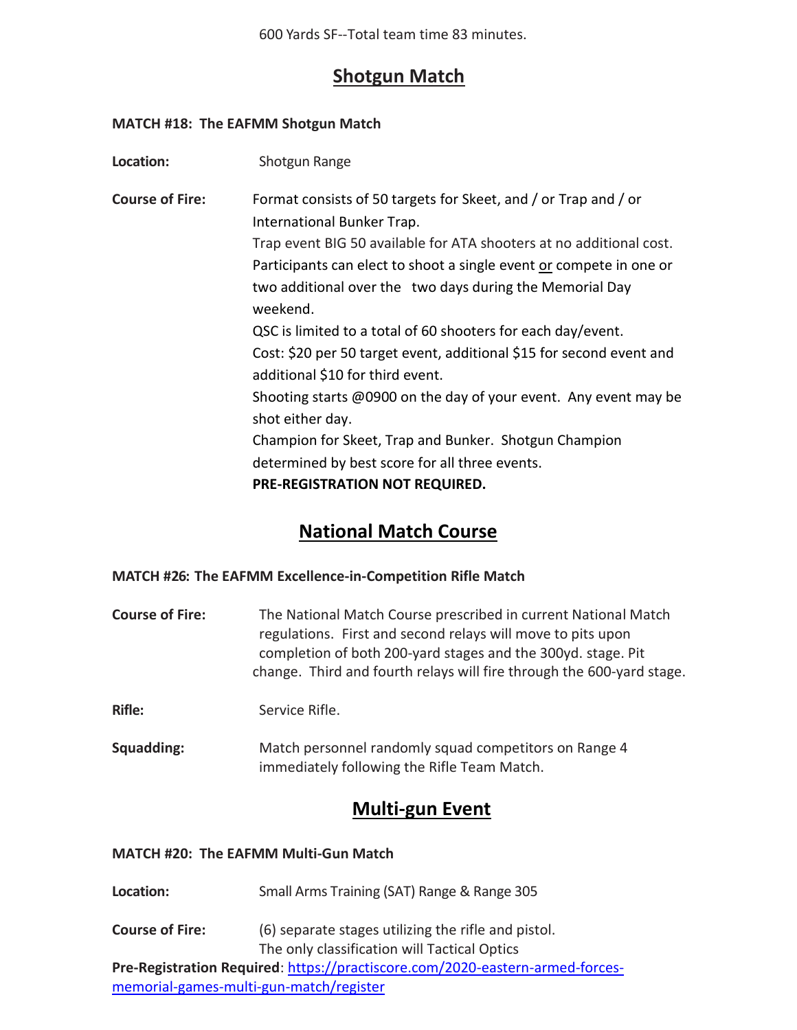600 Yards SF--Total team time 83 minutes.

## Shotgun Match

**MATCH #18: The EAFMM Shotgun Match**

**Location:** Shotgun Range

**Course of Fire:** Format consists of 50 targets for Skeet, and / or Trap and / or International Bunker Trap.
Trap event BIG 50 available for ATA shooters at no additional cost.
Participants can elect to shoot a single event or compete in one or two additional over the two days during the Memorial Day weekend.
QSC is limited to a total of 60 shooters for each day/event.
Cost: $20 per 50 target event, additional $15 for second event and additional $10 for third event.
Shooting starts @0900 on the day of your event. Any event may be shot either day.
Champion for Skeet, Trap and Bunker. Shotgun Champion determined by best score for all three events.
**PRE-REGISTRATION NOT REQUIRED.**

## National Match Course

**MATCH #26: The EAFMM Excellence-in-Competition Rifle Match**

**Course of Fire:** The National Match Course prescribed in current National Match regulations. First and second relays will move to pits upon completion of both 200-yard stages and the 300yd. stage. Pit change. Third and fourth relays will fire through the 600-yard stage.

**Rifle:** Service Rifle.

**Squadding:** Match personnel randomly squad competitors on Range 4 immediately following the Rifle Team Match.

## Multi-gun Event

**MATCH #20: The EAFMM Multi-Gun Match**

**Location:** Small Arms Training (SAT) Range & Range 305

**Course of Fire:** (6) separate stages utilizing the rifle and pistol.
The only classification will Tactical Optics

**Pre-Registration Required**: https://practiscore.com/2020-eastern-armed-forces-memorial-games-multi-gun-match/register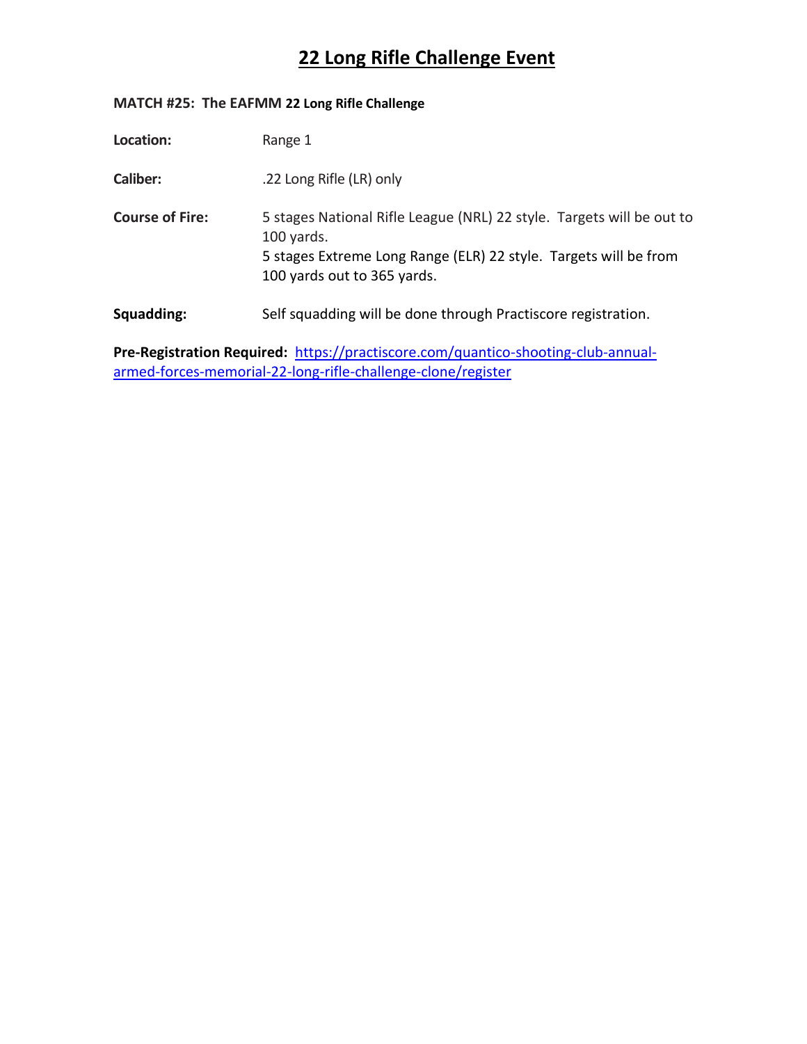# 22 Long Rifle Challenge Event

**MATCH #25: The EAFMM 22 Long Rifle Challenge**

**Location:** Range 1

**Caliber:** .22 Long Rifle (LR) only

**Course of Fire:** 5 stages National Rifle League (NRL) 22 style. Targets will be out to 100 yards.
5 stages Extreme Long Range (ELR) 22 style. Targets will be from 100 yards out to 365 yards.

**Squadding:** Self squadding will be done through Practiscore registration.

**Pre-Registration Required:** https://practiscore.com/quantico-shooting-club-annual-armed-forces-memorial-22-long-rifle-challenge-clone/register